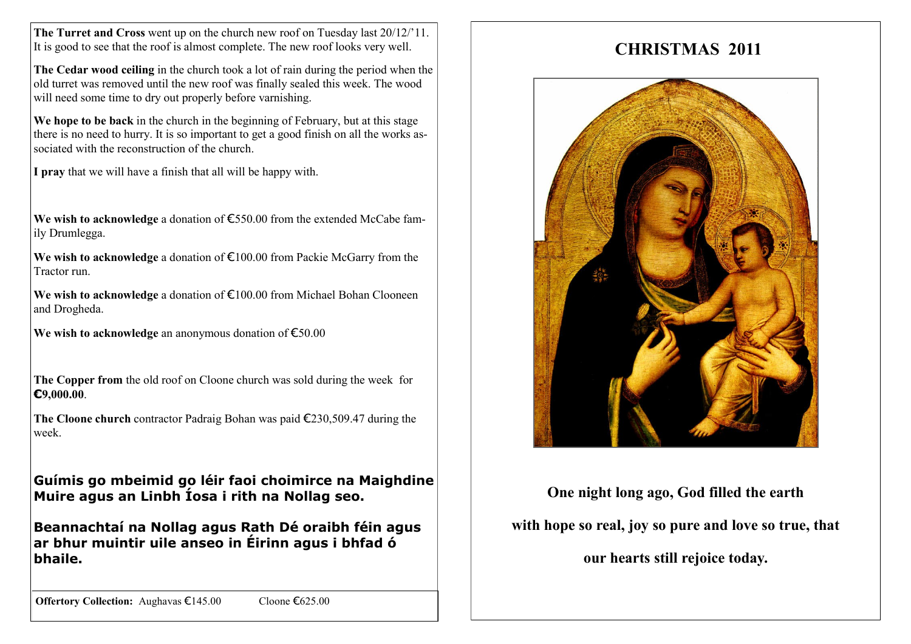**The Turret and Cross** went up on the church new roof on Tuesday last 20/12/'11. It is good to see that the roof is almost complete. The new roof looks very well.

**The Cedar wood ceiling** in the church took a lot of rain during the period when the old turret was removed until the new roof was finally sealed this week. The wood will need some time to dry out properly before varnishing.

**We hope to be back** in the church in the beginning of February, but at this stage there is no need to hurry. It is so important to get a good finish on all the works associated with the reconstruction of the church.

**I pray** that we will have a finish that all will be happy with.

**We wish to acknowledge** a donation of €550.00 from the extended McCabe family Drumlegga.

**We wish to acknowledge** a donation of €100.00 from Packie McGarry from the Tractor run.

**We wish to acknowledge** a donation of €100.00 from Michael Bohan Clooneen and Drogheda.

**We wish to acknowledge** an anonymous donation of €50.00

**The Copper from** the old roof on Cloone church was sold during the week for **€9,000.00**.

**The Cloone church** contractor Padraig Bohan was paid €230,509.47 during the week.

**Guímis go mbeimid go léir faoi choimirce na Maighdine Muire agus an Linbh Íosa i rith na Nollag seo.**

**Beannachtaí na Nollag agus Rath Dé oraibh féin agus ar bhur muintir uile anseo in Éirinn agus i bhfad ó bhaile.**

**Offertory Collection:** Aughavas €145.00 Cloone €625.00

# CHRISTMAS 2011

**One night long ago, God filled the earth**

**with hope so real, joy so pure and love so true, that**

**our hearts still rejoice today.**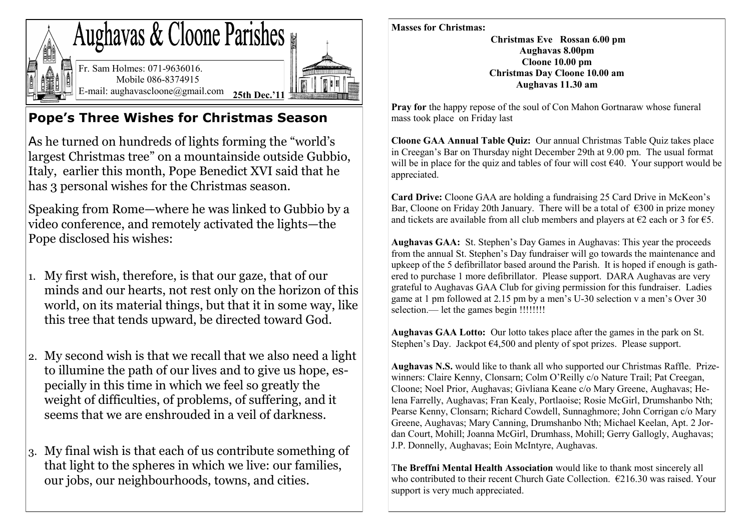# Aughavas & Cloone Parishes

Fr. Sam Holmes: 071-9636016.
Mobile 086-8374915
E-mail: aughavascloone@gmail.com **25th Dec.'11**

## Pope's Three Wishes for Christmas Season

As he turned on hundreds of lights forming the "world's largest Christmas tree" on a mountainside outside Gubbio, Italy, earlier this month, Pope Benedict XVI said that he has 3 personal wishes for the Christmas season.

Speaking from Rome—where he was linked to Gubbio by a video conference, and remotely activated the lights—the Pope disclosed his wishes:

1. My first wish, therefore, is that our gaze, that of our minds and our hearts, not rest only on the horizon of this world, on its material things, but that it in some way, like this tree that tends upward, be directed toward God.
2. My second wish is that we recall that we also need a light to illumine the path of our lives and to give us hope, especially in this time in which we feel so greatly the weight of difficulties, of problems, of suffering, and it seems that we are enshrouded in a veil of darkness.
3. My final wish is that each of us contribute something of that light to the spheres in which we live: our families, our jobs, our neighbourhoods, towns, and cities.

**Masses for Christmas:**

**Christmas Eve Rossan 6.00 pm**
**Aughavas 8.00pm**
**Cloone 10.00 pm**
**Christmas Day Cloone 10.00 am**
**Aughavas 11.30 am**

**Pray for** the happy repose of the soul of Con Mahon Gortnaraw whose funeral mass took place on Friday last

**Cloone GAA Annual Table Quiz:** Our annual Christmas Table Quiz takes place in Creegan's Bar on Thursday night December 29th at 9.00 pm. The usual format will be in place for the quiz and tables of four will cost €40. Your support would be appreciated.

**Card Drive:** Cloone GAA are holding a fundraising 25 Card Drive in McKeon's Bar, Cloone on Friday 20th January. There will be a total of €300 in prize money and tickets are available from all club members and players at €2 each or 3 for €5.

**Aughavas GAA:** St. Stephen's Day Games in Aughavas: This year the proceeds from the annual St. Stephen's Day fundraiser will go towards the maintenance and upkeep of the 5 defibrillator based around the Parish. It is hoped if enough is gathered to purchase 1 more defibrillator. Please support. DARA Aughavas are very grateful to Aughavas GAA Club for giving permission for this fundraiser. Ladies game at 1 pm followed at 2.15 pm by a men's U-30 selection v a men's Over 30 selection.— let the games begin !!!!!!!!

**Aughavas GAA Lotto:** Our lotto takes place after the games in the park on St. Stephen's Day. Jackpot €4,500 and plenty of spot prizes. Please support.

**Aughavas N.S.** would like to thank all who supported our Christmas Raffle. Prizewinners: Claire Kenny, Clonsarn; Colm O'Reilly c/o Nature Trail; Pat Creegan, Cloone; Noel Prior, Aughavas; Givliana Keane c/o Mary Greene, Aughavas; Helena Farrelly, Aughavas; Fran Kealy, Portlaoise; Rosie McGirl, Drumshanbo Nth; Pearse Kenny, Clonsarn; Richard Cowdell, Sunnaghmore; John Corrigan c/o Mary Greene, Aughavas; Mary Canning, Drumshanbo Nth; Michael Keelan, Apt. 2 Jordan Court, Mohill; Joanna McGirl, Drumhass, Mohill; Gerry Gallogly, Aughavas; J.P. Donnelly, Aughavas; Eoin McIntyre, Aughavas.

T**he Breffni Mental Health Association** would like to thank most sincerely all who contributed to their recent Church Gate Collection. €216.30 was raised. Your support is very much appreciated.